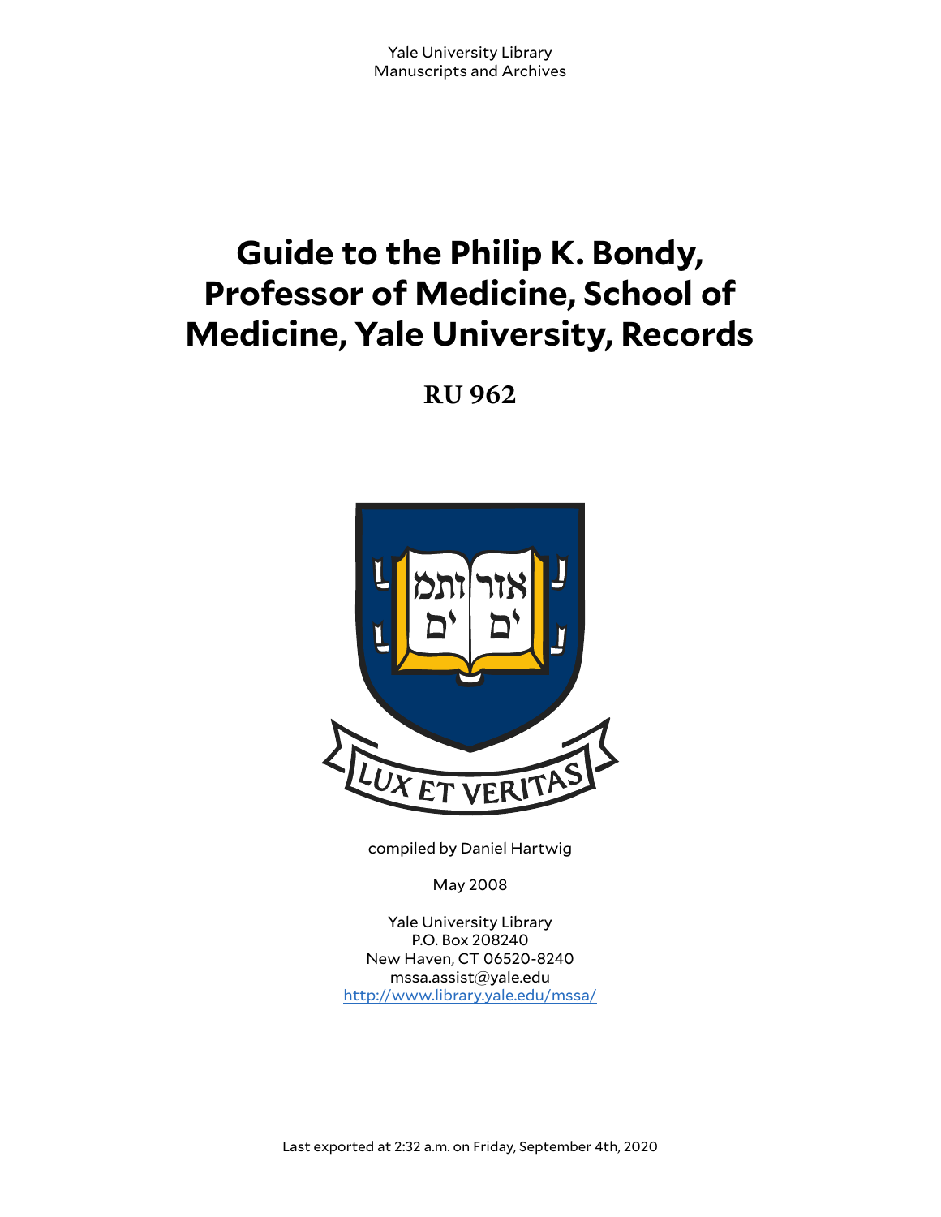Yale University Library
Manuscripts and Archives

# Guide to the Philip K. Bondy, Professor of Medicine, School of Medicine, Yale University, Records

**RU 962**

compiled by Daniel Hartwig

May 2008

Yale University Library
P.O. Box 208240
New Haven, CT 06520-8240
mssa.assist@yale.edu
http://www.library.yale.edu/mssa/

Last exported at 2:32 a.m. on Friday, September 4th, 2020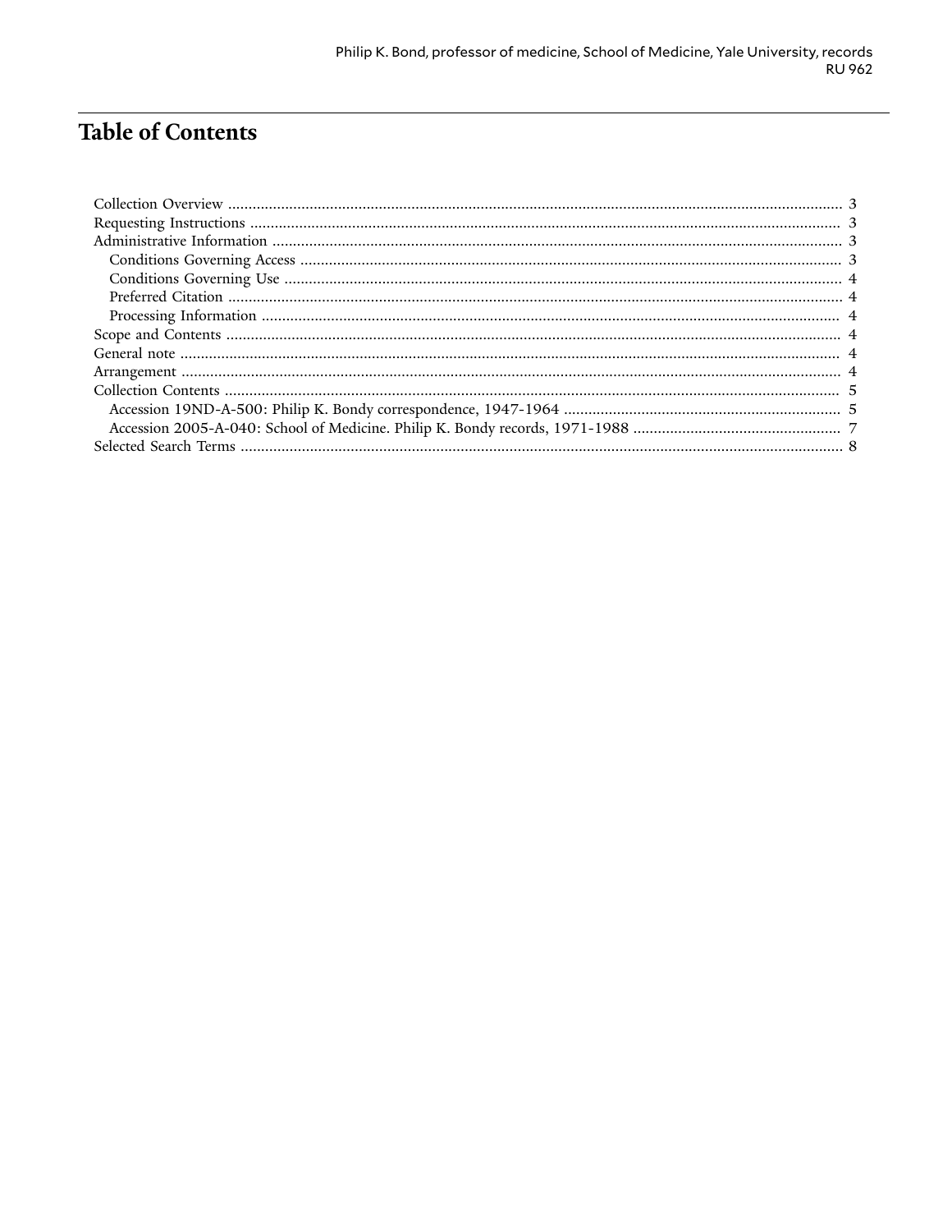# Table of Contents

- Collection Overview ... 3
- Requesting Instructions ... 3
- Administrative Information ... 3
  - Conditions Governing Access ... 3
  - Conditions Governing Use ... 4
  - Preferred Citation ... 4
  - Processing Information ... 4
- Scope and Contents ... 4
- General note ... 4
- Arrangement ... 4
- Collection Contents ... 5
  - Accession 19ND-A-500: Philip K. Bondy correspondence, 1947-1964 ... 5
  - Accession 2005-A-040: School of Medicine. Philip K. Bondy records, 1971-1988 ... 7
- Selected Search Terms ... 8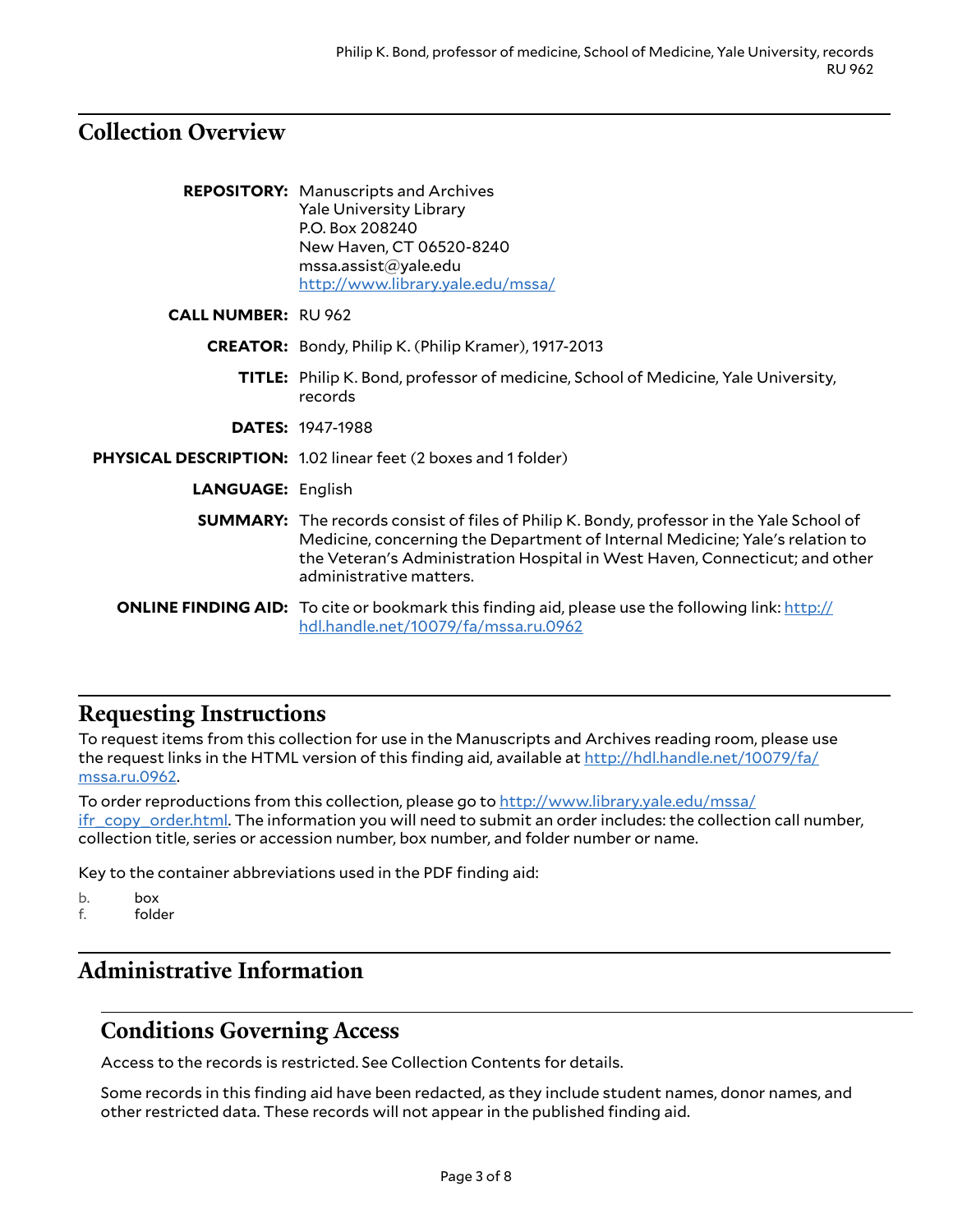## Collection Overview

**REPOSITORY:** Manuscripts and Archives
Yale University Library
P.O. Box 208240
New Haven, CT 06520-8240
mssa.assist@yale.edu
http://www.library.yale.edu/mssa/

**CALL NUMBER:** RU 962

**CREATOR:** Bondy, Philip K. (Philip Kramer), 1917-2013

**TITLE:** Philip K. Bond, professor of medicine, School of Medicine, Yale University, records

**DATES:** 1947-1988

**PHYSICAL DESCRIPTION:** 1.02 linear feet (2 boxes and 1 folder)

**LANGUAGE:** English

**SUMMARY:** The records consist of files of Philip K. Bondy, professor in the Yale School of Medicine, concerning the Department of Internal Medicine; Yale's relation to the Veteran's Administration Hospital in West Haven, Connecticut; and other administrative matters.

**ONLINE FINDING AID:** To cite or bookmark this finding aid, please use the following link: http://hdl.handle.net/10079/fa/mssa.ru.0962

## Requesting Instructions

To request items from this collection for use in the Manuscripts and Archives reading room, please use the request links in the HTML version of this finding aid, available at http://hdl.handle.net/10079/fa/mssa.ru.0962.

To order reproductions from this collection, please go to http://www.library.yale.edu/mssa/ifr_copy_order.html. The information you will need to submit an order includes: the collection call number, collection title, series or accession number, box number, and folder number or name.

Key to the container abbreviations used in the PDF finding aid:

b. box
f. folder

## Administrative Information

### Conditions Governing Access

Access to the records is restricted. See Collection Contents for details.

Some records in this finding aid have been redacted, as they include student names, donor names, and other restricted data. These records will not appear in the published finding aid.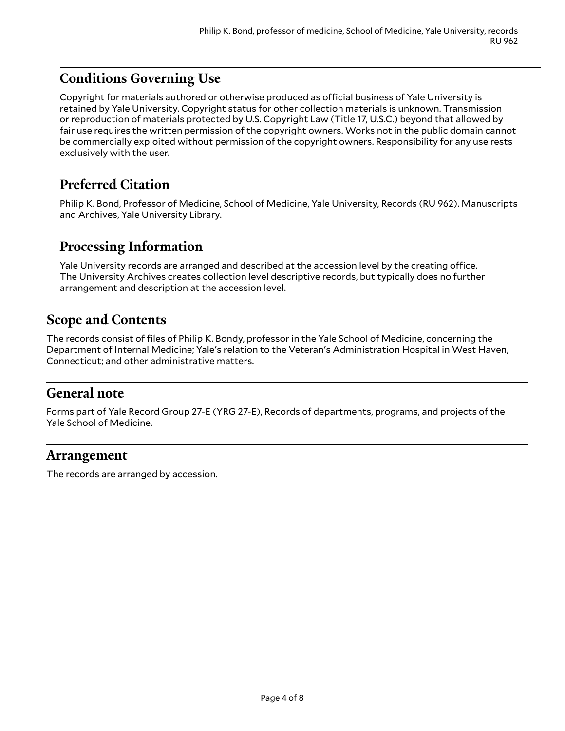## Conditions Governing Use

Copyright for materials authored or otherwise produced as official business of Yale University is retained by Yale University. Copyright status for other collection materials is unknown. Transmission or reproduction of materials protected by U.S. Copyright Law (Title 17, U.S.C.) beyond that allowed by fair use requires the written permission of the copyright owners. Works not in the public domain cannot be commercially exploited without permission of the copyright owners. Responsibility for any use rests exclusively with the user.

## Preferred Citation

Philip K. Bond, Professor of Medicine, School of Medicine, Yale University, Records (RU 962). Manuscripts and Archives, Yale University Library.

## Processing Information

Yale University records are arranged and described at the accession level by the creating office. The University Archives creates collection level descriptive records, but typically does no further arrangement and description at the accession level.

## Scope and Contents

The records consist of files of Philip K. Bondy, professor in the Yale School of Medicine, concerning the Department of Internal Medicine; Yale's relation to the Veteran's Administration Hospital in West Haven, Connecticut; and other administrative matters.

## General note

Forms part of Yale Record Group 27-E (YRG 27-E), Records of departments, programs, and projects of the Yale School of Medicine.

## Arrangement

The records are arranged by accession.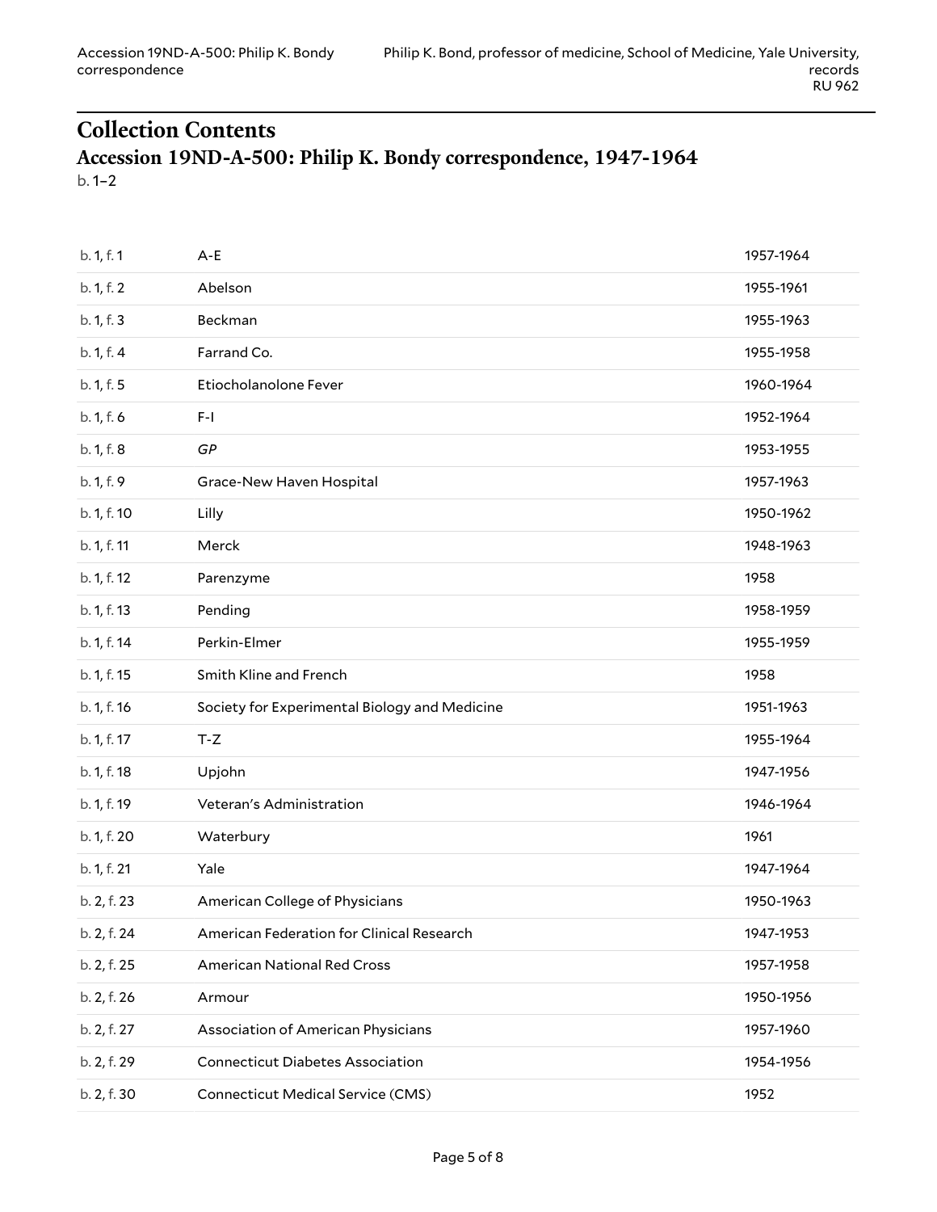## Collection Contents

### Accession 19ND-A-500: Philip K. Bondy correspondence, 1947-1964

b. 1–2

| | | |
|---|---|---|
| b. 1, f. 1 | A-E | 1957-1964 |
| b. 1, f. 2 | Abelson | 1955-1961 |
| b. 1, f. 3 | Beckman | 1955-1963 |
| b. 1, f. 4 | Farrand Co. | 1955-1958 |
| b. 1, f. 5 | Etiocholanolone Fever | 1960-1964 |
| b. 1, f. 6 | F-I | 1952-1964 |
| b. 1, f. 8 | *GP* | 1953-1955 |
| b. 1, f. 9 | Grace-New Haven Hospital | 1957-1963 |
| b. 1, f. 10 | Lilly | 1950-1962 |
| b. 1, f. 11 | Merck | 1948-1963 |
| b. 1, f. 12 | Parenzyme | 1958 |
| b. 1, f. 13 | Pending | 1958-1959 |
| b. 1, f. 14 | Perkin-Elmer | 1955-1959 |
| b. 1, f. 15 | Smith Kline and French | 1958 |
| b. 1, f. 16 | Society for Experimental Biology and Medicine | 1951-1963 |
| b. 1, f. 17 | T-Z | 1955-1964 |
| b. 1, f. 18 | Upjohn | 1947-1956 |
| b. 1, f. 19 | Veteran's Administration | 1946-1964 |
| b. 1, f. 20 | Waterbury | 1961 |
| b. 1, f. 21 | Yale | 1947-1964 |
| b. 2, f. 23 | American College of Physicians | 1950-1963 |
| b. 2, f. 24 | American Federation for Clinical Research | 1947-1953 |
| b. 2, f. 25 | American National Red Cross | 1957-1958 |
| b. 2, f. 26 | Armour | 1950-1956 |
| b. 2, f. 27 | Association of American Physicians | 1957-1960 |
| b. 2, f. 29 | Connecticut Diabetes Association | 1954-1956 |
| b. 2, f. 30 | Connecticut Medical Service (CMS) | 1952 |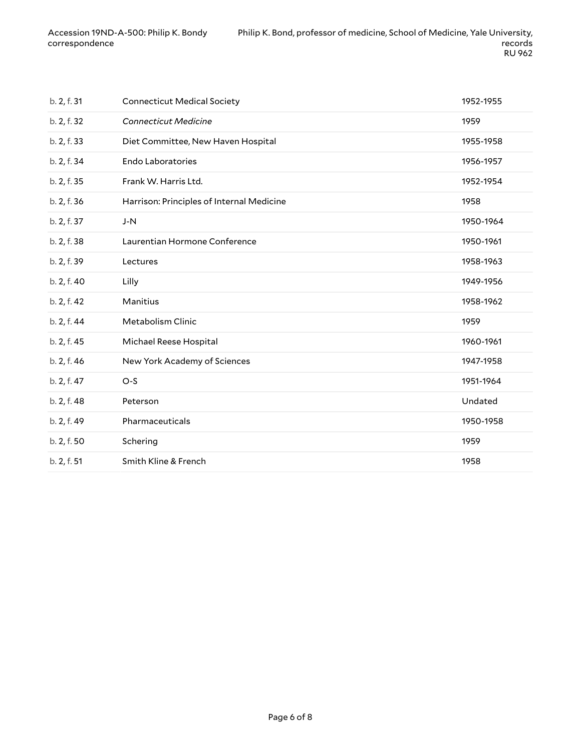| | | |
|---|---|---|
| b. 2, f. 31 | Connecticut Medical Society | 1952-1955 |
| b. 2, f. 32 | *Connecticut Medicine* | 1959 |
| b. 2, f. 33 | Diet Committee, New Haven Hospital | 1955-1958 |
| b. 2, f. 34 | Endo Laboratories | 1956-1957 |
| b. 2, f. 35 | Frank W. Harris Ltd. | 1952-1954 |
| b. 2, f. 36 | Harrison: Principles of Internal Medicine | 1958 |
| b. 2, f. 37 | J-N | 1950-1964 |
| b. 2, f. 38 | Laurentian Hormone Conference | 1950-1961 |
| b. 2, f. 39 | Lectures | 1958-1963 |
| b. 2, f. 40 | Lilly | 1949-1956 |
| b. 2, f. 42 | Manitius | 1958-1962 |
| b. 2, f. 44 | Metabolism Clinic | 1959 |
| b. 2, f. 45 | Michael Reese Hospital | 1960-1961 |
| b. 2, f. 46 | New York Academy of Sciences | 1947-1958 |
| b. 2, f. 47 | O-S | 1951-1964 |
| b. 2, f. 48 | Peterson | Undated |
| b. 2, f. 49 | Pharmaceuticals | 1950-1958 |
| b. 2, f. 50 | Schering | 1959 |
| b. 2, f. 51 | Smith Kline & French | 1958 |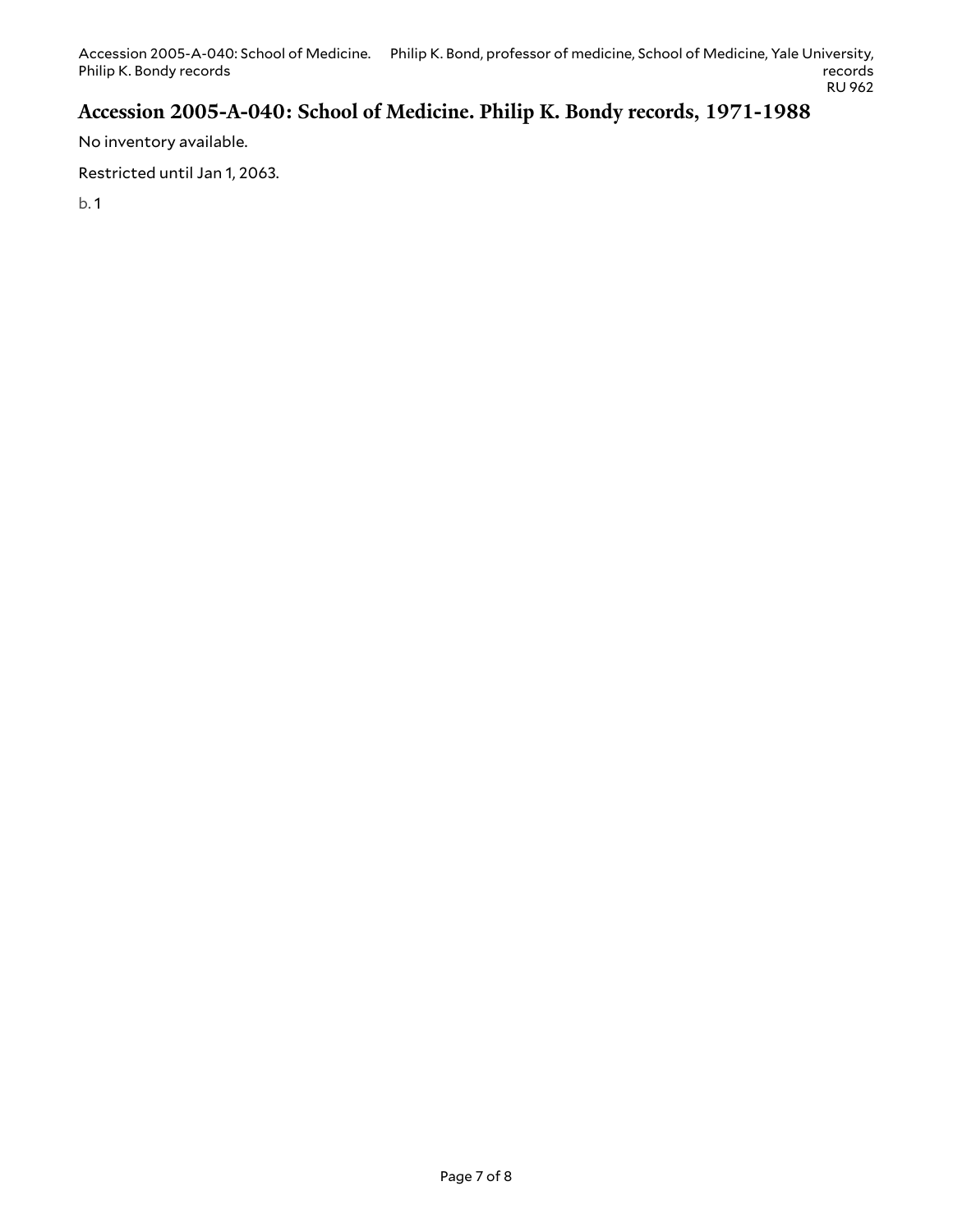## Accession 2005-A-040: School of Medicine. Philip K. Bondy records, 1971-1988

No inventory available.

Restricted until Jan 1, 2063.

b. 1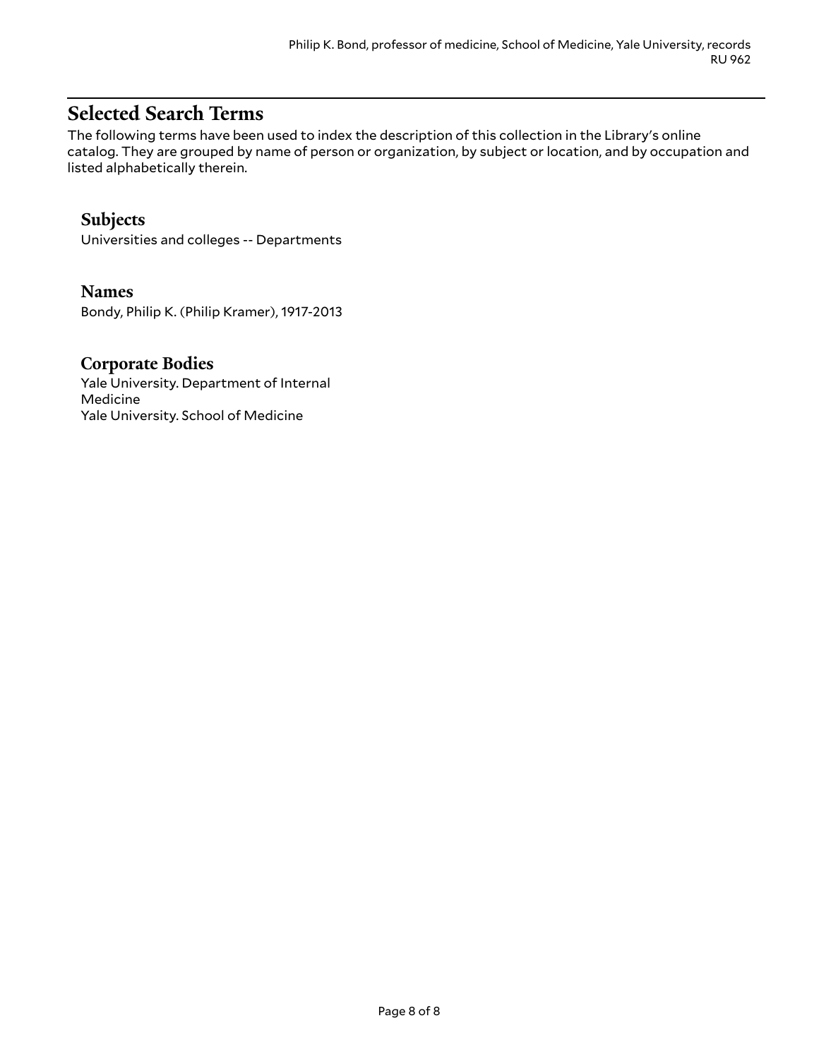## Selected Search Terms

The following terms have been used to index the description of this collection in the Library's online catalog. They are grouped by name of person or organization, by subject or location, and by occupation and listed alphabetically therein.

### Subjects

Universities and colleges -- Departments

### Names

Bondy, Philip K. (Philip Kramer), 1917-2013

### Corporate Bodies

Yale University. Department of Internal Medicine
Yale University. School of Medicine